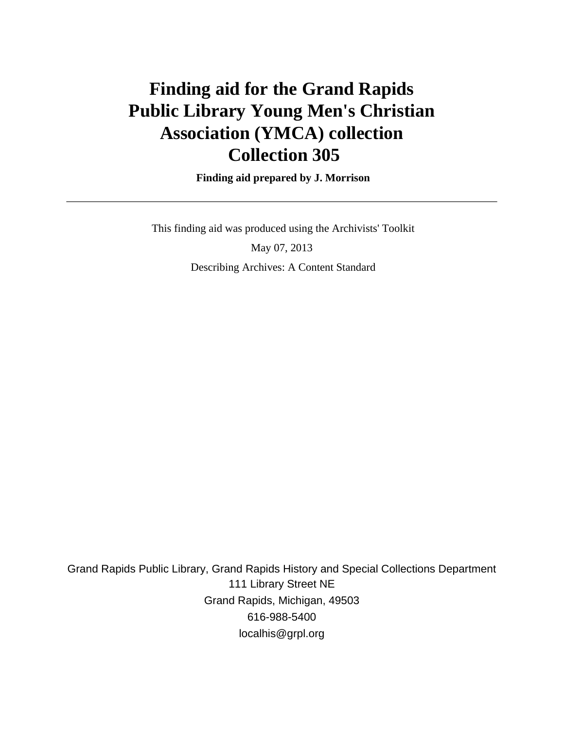# Finding aid for the Grand Rapids Public Library Young Men's Christian Association (YMCA) collection Collection 305

**Finding aid prepared by J. Morrison**

---

This finding aid was produced using the Archivists' Toolkit

May 07, 2013

Describing Archives: A Content Standard

Grand Rapids Public Library, Grand Rapids History and Special Collections Department
111 Library Street NE
Grand Rapids, Michigan, 49503
616-988-5400
localhis@grpl.org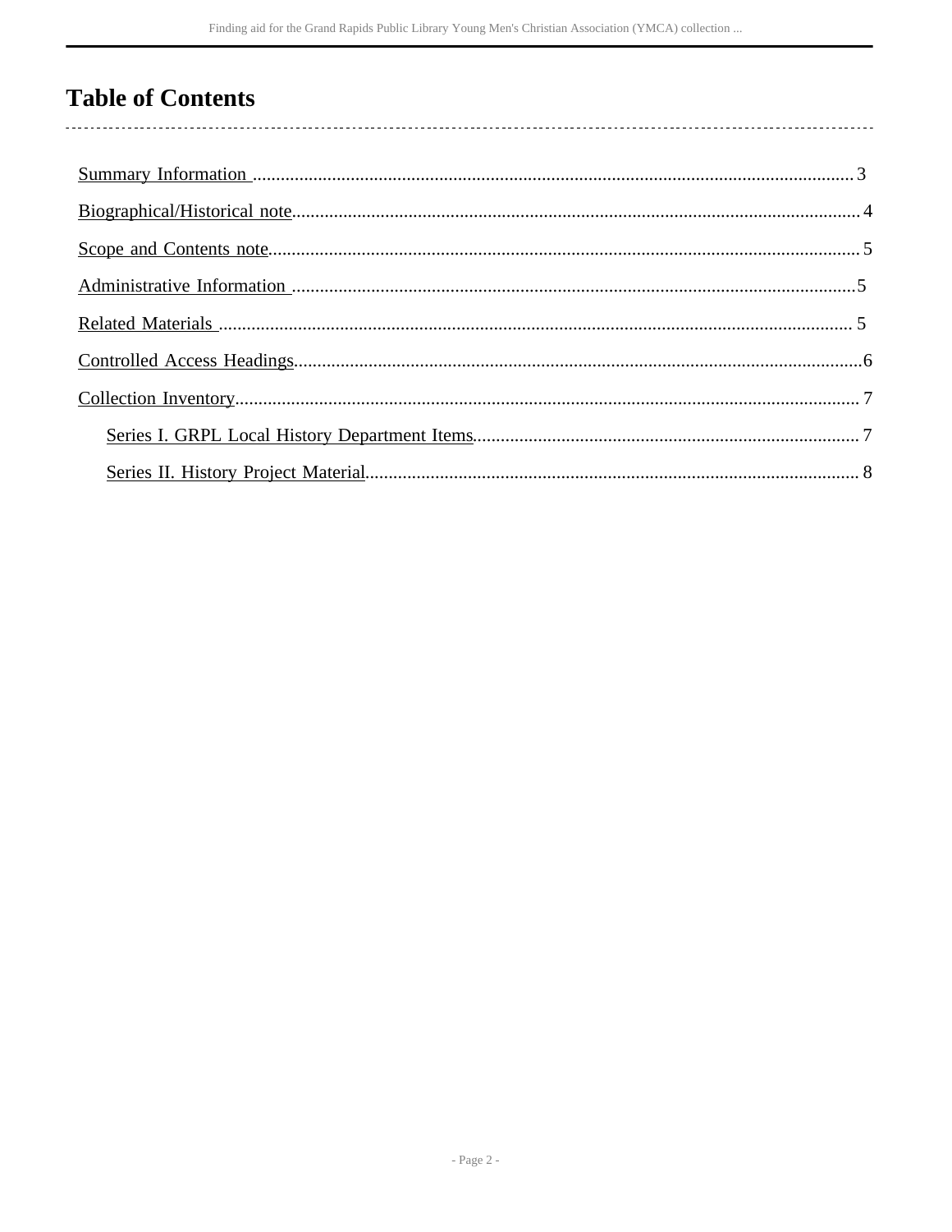# Table of Contents

- Summary Information ... 3
- Biographical/Historical note ... 4
- Scope and Contents note ... 5
- Administrative Information ... 5
- Related Materials ... 5
- Controlled Access Headings ... 6
- Collection Inventory ... 7
  - Series I. GRPL Local History Department Items ... 7
  - Series II. History Project Material ... 8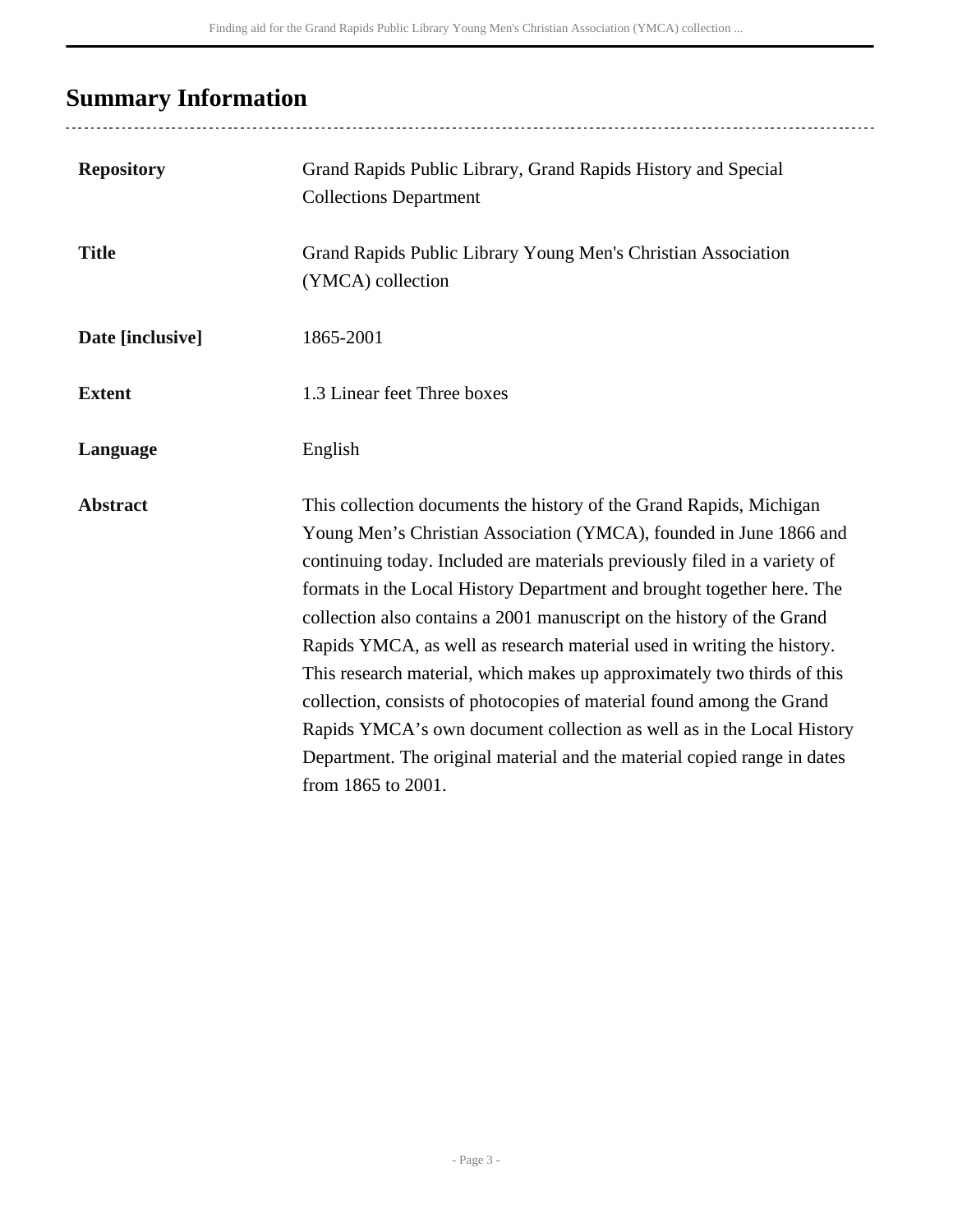## Summary Information

| | |
|---|---|
| **Repository** | Grand Rapids Public Library, Grand Rapids History and Special Collections Department |
| **Title** | Grand Rapids Public Library Young Men's Christian Association (YMCA) collection |
| **Date [inclusive]** | 1865-2001 |
| **Extent** | 1.3 Linear feet Three boxes |
| **Language** | English |
| **Abstract** | This collection documents the history of the Grand Rapids, Michigan Young Men's Christian Association (YMCA), founded in June 1866 and continuing today. Included are materials previously filed in a variety of formats in the Local History Department and brought together here. The collection also contains a 2001 manuscript on the history of the Grand Rapids YMCA, as well as research material used in writing the history. This research material, which makes up approximately two thirds of this collection, consists of photocopies of material found among the Grand Rapids YMCA's own document collection as well as in the Local History Department. The original material and the material copied range in dates from 1865 to 2001. |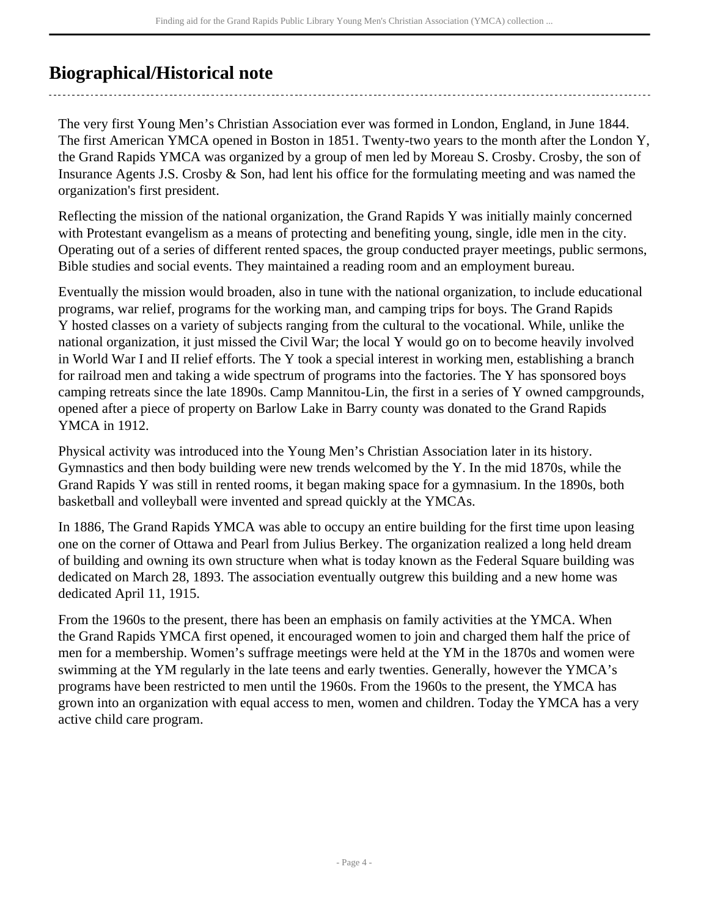## Biographical/Historical note

The very first Young Men's Christian Association ever was formed in London, England, in June 1844. The first American YMCA opened in Boston in 1851. Twenty-two years to the month after the London Y, the Grand Rapids YMCA was organized by a group of men led by Moreau S. Crosby. Crosby, the son of Insurance Agents J.S. Crosby & Son, had lent his office for the formulating meeting and was named the organization's first president.

Reflecting the mission of the national organization, the Grand Rapids Y was initially mainly concerned with Protestant evangelism as a means of protecting and benefiting young, single, idle men in the city. Operating out of a series of different rented spaces, the group conducted prayer meetings, public sermons, Bible studies and social events. They maintained a reading room and an employment bureau.

Eventually the mission would broaden, also in tune with the national organization, to include educational programs, war relief, programs for the working man, and camping trips for boys. The Grand Rapids Y hosted classes on a variety of subjects ranging from the cultural to the vocational. While, unlike the national organization, it just missed the Civil War; the local Y would go on to become heavily involved in World War I and II relief efforts. The Y took a special interest in working men, establishing a branch for railroad men and taking a wide spectrum of programs into the factories. The Y has sponsored boys camping retreats since the late 1890s. Camp Mannitou-Lin, the first in a series of Y owned campgrounds, opened after a piece of property on Barlow Lake in Barry county was donated to the Grand Rapids YMCA in 1912.

Physical activity was introduced into the Young Men's Christian Association later in its history. Gymnastics and then body building were new trends welcomed by the Y. In the mid 1870s, while the Grand Rapids Y was still in rented rooms, it began making space for a gymnasium. In the 1890s, both basketball and volleyball were invented and spread quickly at the YMCAs.

In 1886, The Grand Rapids YMCA was able to occupy an entire building for the first time upon leasing one on the corner of Ottawa and Pearl from Julius Berkey. The organization realized a long held dream of building and owning its own structure when what is today known as the Federal Square building was dedicated on March 28, 1893. The association eventually outgrew this building and a new home was dedicated April 11, 1915.

From the 1960s to the present, there has been an emphasis on family activities at the YMCA. When the Grand Rapids YMCA first opened, it encouraged women to join and charged them half the price of men for a membership. Women's suffrage meetings were held at the YM in the 1870s and women were swimming at the YM regularly in the late teens and early twenties. Generally, however the YMCA's programs have been restricted to men until the 1960s. From the 1960s to the present, the YMCA has grown into an organization with equal access to men, women and children. Today the YMCA has a very active child care program.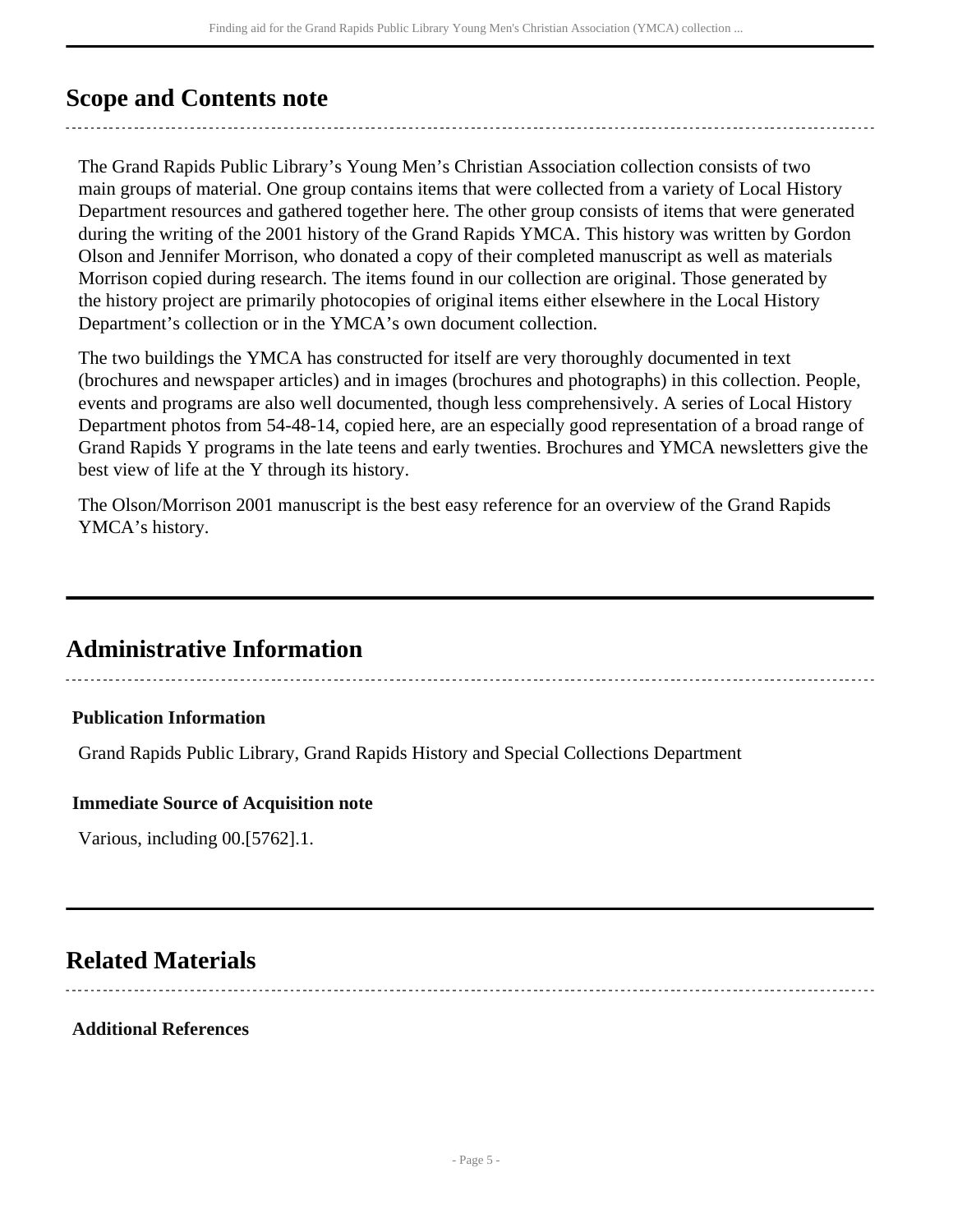## Scope and Contents note

The Grand Rapids Public Library's Young Men's Christian Association collection consists of two main groups of material. One group contains items that were collected from a variety of Local History Department resources and gathered together here. The other group consists of items that were generated during the writing of the 2001 history of the Grand Rapids YMCA. This history was written by Gordon Olson and Jennifer Morrison, who donated a copy of their completed manuscript as well as materials Morrison copied during research. The items found in our collection are original. Those generated by the history project are primarily photocopies of original items either elsewhere in the Local History Department's collection or in the YMCA's own document collection.

The two buildings the YMCA has constructed for itself are very thoroughly documented in text (brochures and newspaper articles) and in images (brochures and photographs) in this collection. People, events and programs are also well documented, though less comprehensively. A series of Local History Department photos from 54-48-14, copied here, are an especially good representation of a broad range of Grand Rapids Y programs in the late teens and early twenties. Brochures and YMCA newsletters give the best view of life at the Y through its history.

The Olson/Morrison 2001 manuscript is the best easy reference for an overview of the Grand Rapids YMCA's history.

## Administrative Information

### Publication Information

Grand Rapids Public Library, Grand Rapids History and Special Collections Department

### Immediate Source of Acquisition note

Various, including 00.[5762].1.

## Related Materials

### Additional References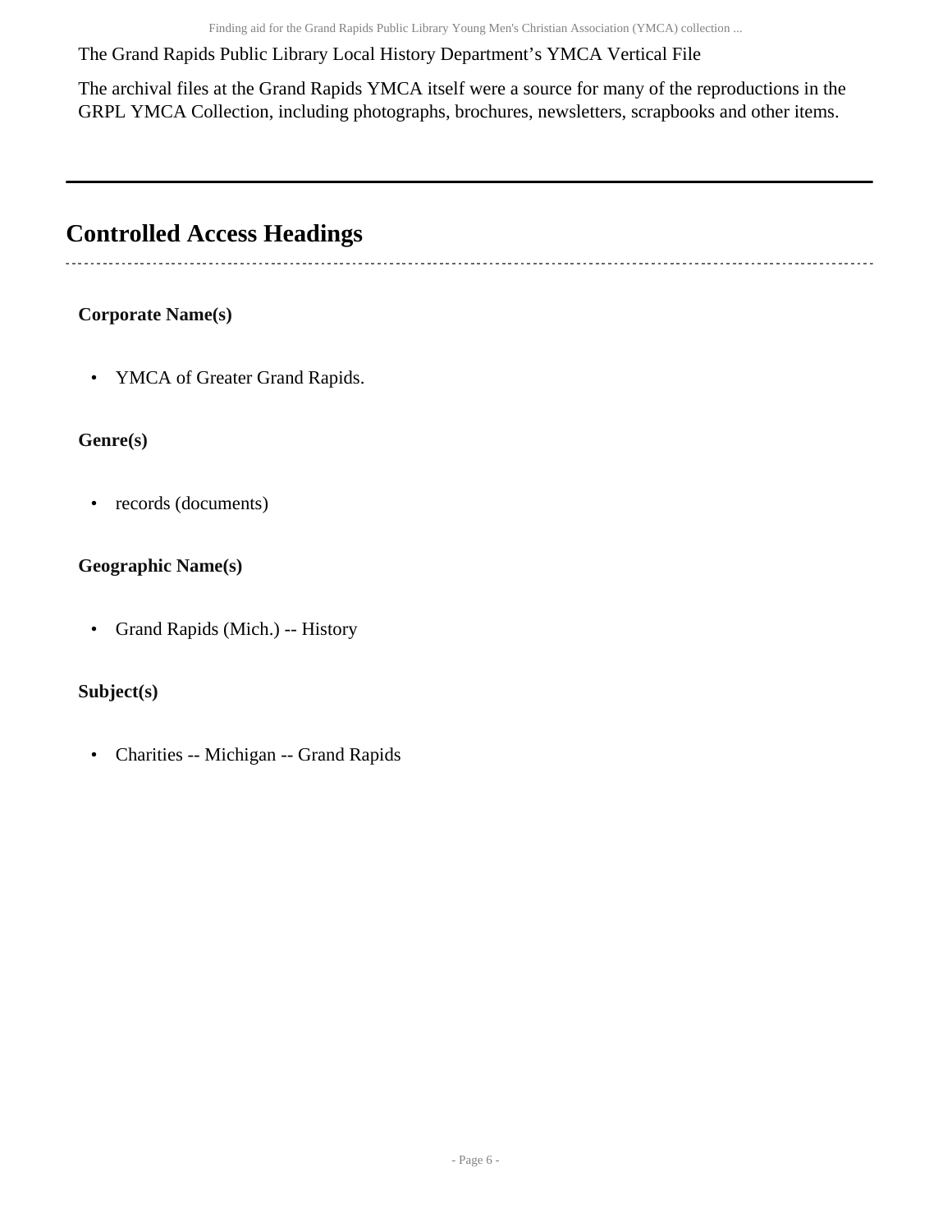The Grand Rapids Public Library Local History Department's YMCA Vertical File

The archival files at the Grand Rapids YMCA itself were a source for many of the reproductions in the GRPL YMCA Collection, including photographs, brochures, newsletters, scrapbooks and other items.

---

## Controlled Access Headings

**Corporate Name(s)**

- YMCA of Greater Grand Rapids.

**Genre(s)**

- records (documents)

**Geographic Name(s)**

- Grand Rapids (Mich.) -- History

**Subject(s)**

- Charities -- Michigan -- Grand Rapids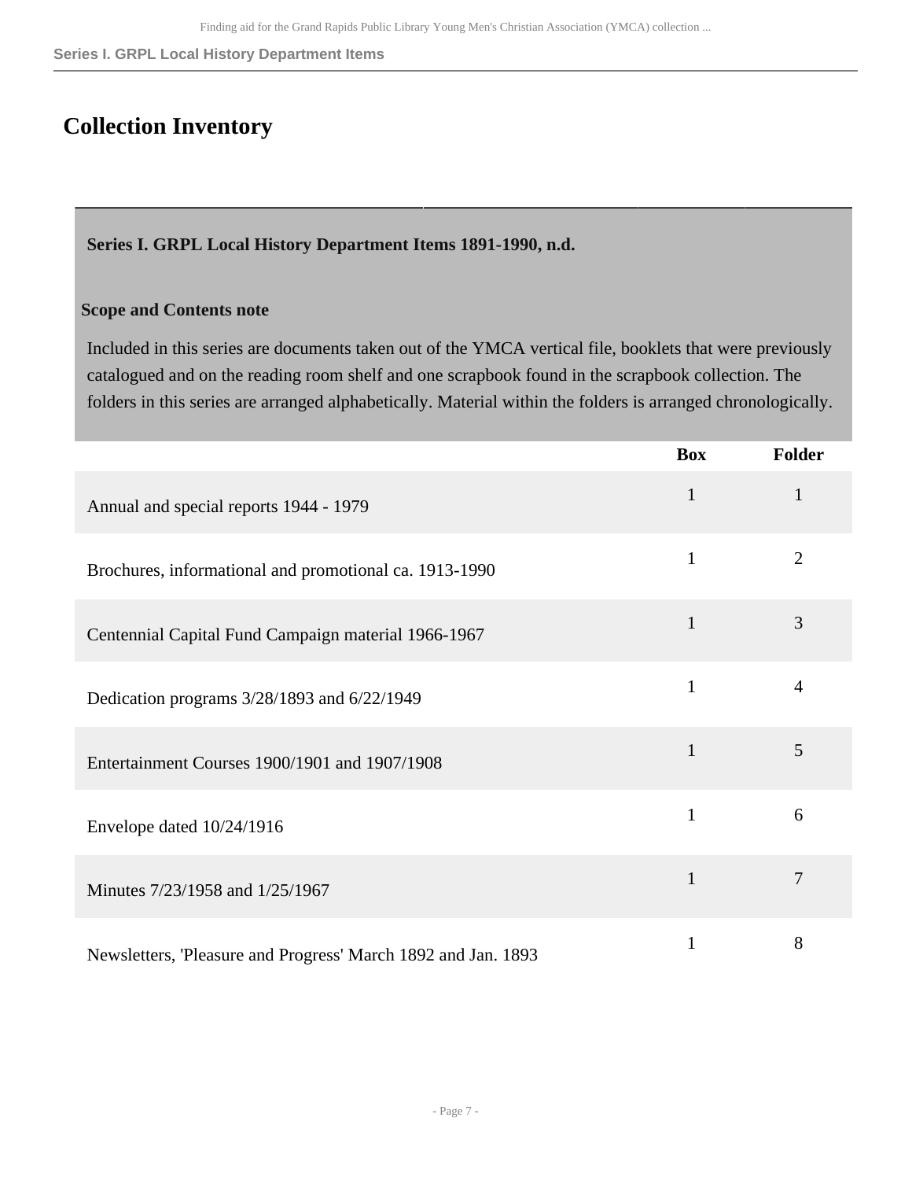## Collection Inventory

### Series I. GRPL Local History Department Items 1891-1990, n.d.

**Scope and Contents note**

Included in this series are documents taken out of the YMCA vertical file, booklets that were previously catalogued and on the reading room shelf and one scrapbook found in the scrapbook collection. The folders in this series are arranged alphabetically. Material within the folders is arranged chronologically.

| | Box | Folder |
|---|---|---|
| Annual and special reports 1944 - 1979 | 1 | 1 |
| Brochures, informational and promotional ca. 1913-1990 | 1 | 2 |
| Centennial Capital Fund Campaign material 1966-1967 | 1 | 3 |
| Dedication programs 3/28/1893 and 6/22/1949 | 1 | 4 |
| Entertainment Courses 1900/1901 and 1907/1908 | 1 | 5 |
| Envelope dated 10/24/1916 | 1 | 6 |
| Minutes 7/23/1958 and 1/25/1967 | 1 | 7 |
| Newsletters, 'Pleasure and Progress' March 1892 and Jan. 1893 | 1 | 8 |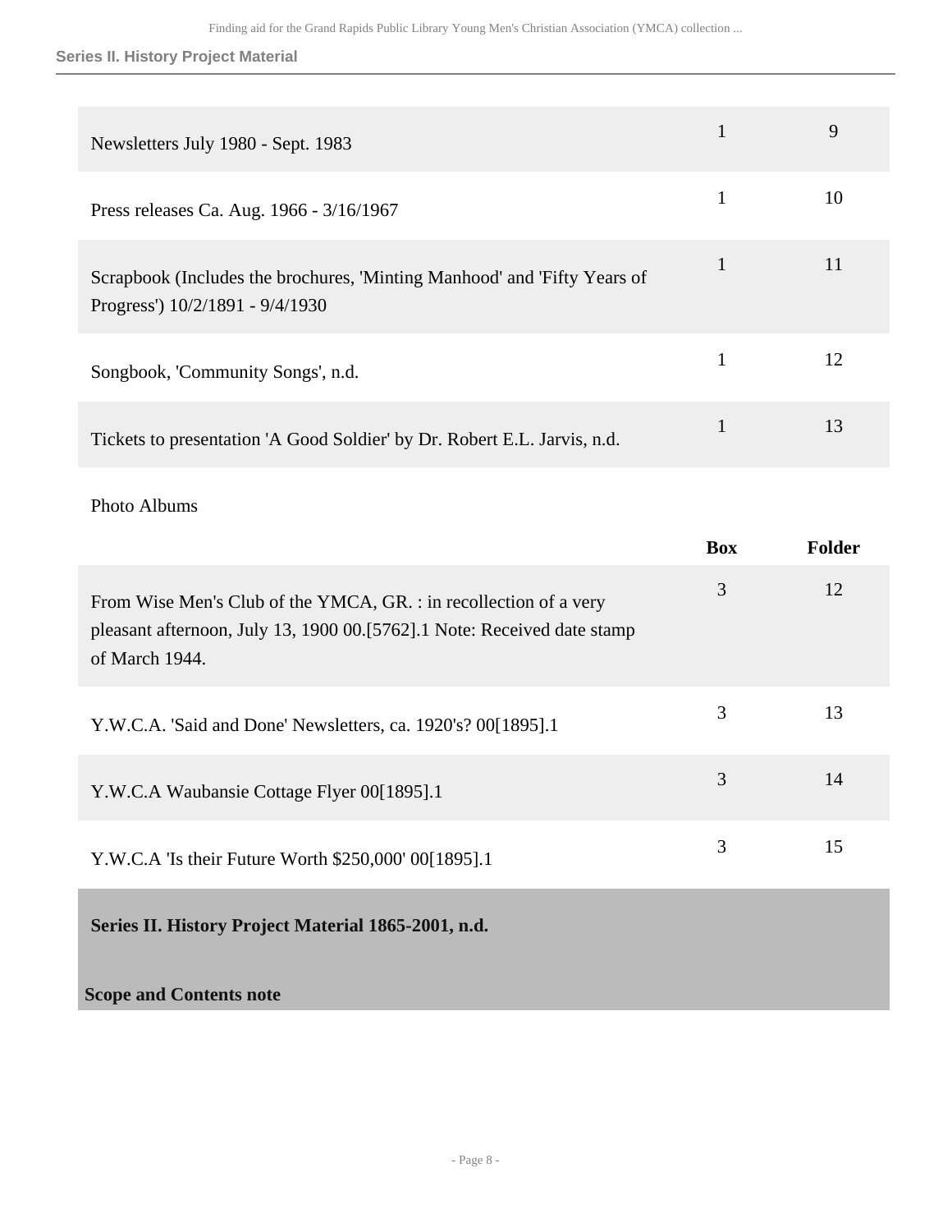| | | |
|---|---|---|
| Newsletters July 1980 - Sept. 1983 | 1 | 9 |
| Press releases Ca. Aug. 1966 - 3/16/1967 | 1 | 10 |
| Scrapbook (Includes the brochures, 'Minting Manhood' and 'Fifty Years of Progress') 10/2/1891 - 9/4/1930 | 1 | 11 |
| Songbook, 'Community Songs', n.d. | 1 | 12 |
| Tickets to presentation 'A Good Soldier' by Dr. Robert E.L. Jarvis, n.d. | 1 | 13 |

Photo Albums

| | Box | Folder |
|---|---|---|
| From Wise Men's Club of the YMCA, GR. : in recollection of a very pleasant afternoon, July 13, 1900 00.[5762].1 Note: Received date stamp of March 1944. | 3 | 12 |
| Y.W.C.A. 'Said and Done' Newsletters, ca. 1920's? 00[1895].1 | 3 | 13 |
| Y.W.C.A Waubansie Cottage Flyer 00[1895].1 | 3 | 14 |
| Y.W.C.A 'Is their Future Worth $250,000' 00[1895].1 | 3 | 15 |

## Series II. History Project Material 1865-2001, n.d.

### Scope and Contents note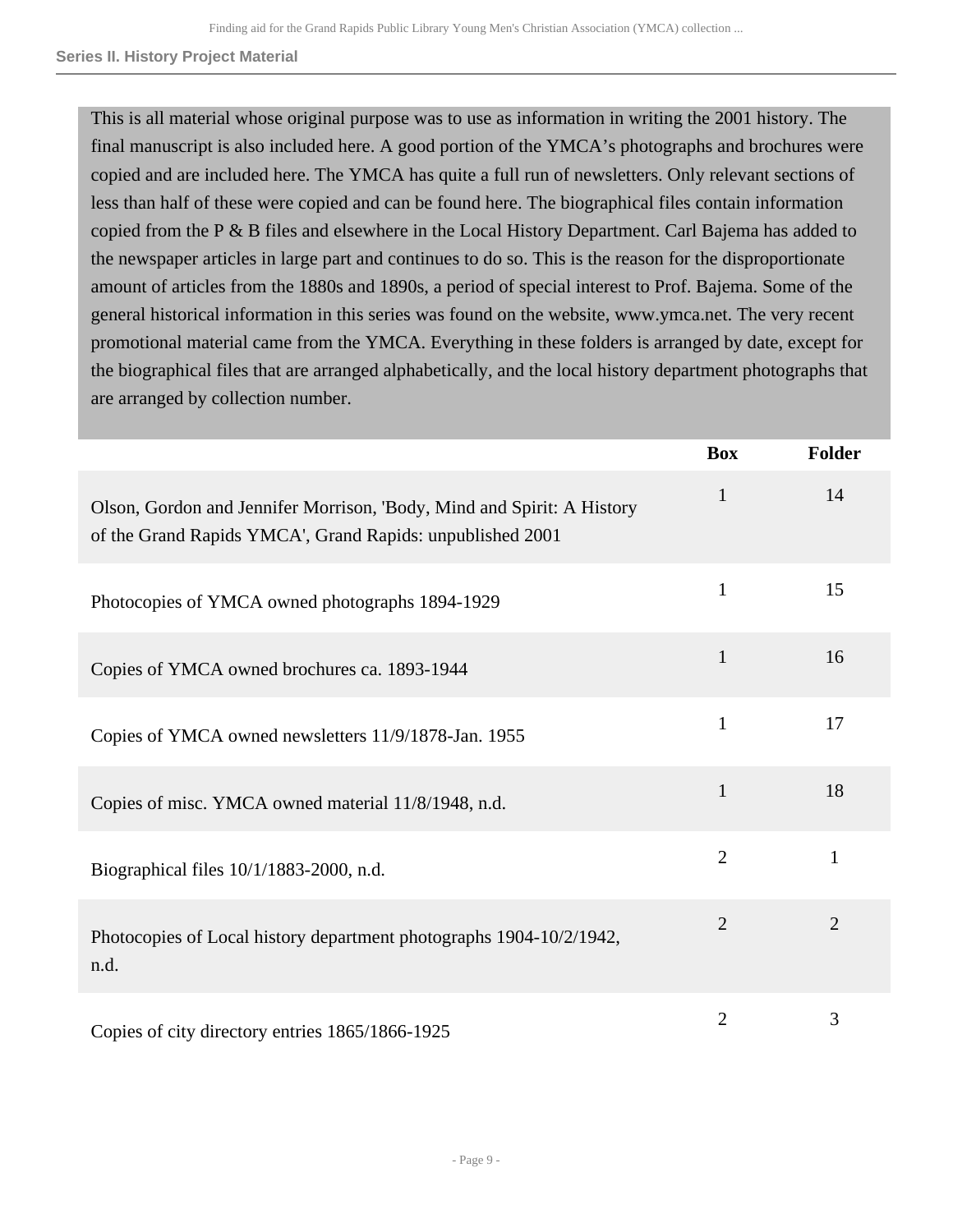## Series II. History Project Material

This is all material whose original purpose was to use as information in writing the 2001 history. The final manuscript is also included here. A good portion of the YMCA's photographs and brochures were copied and are included here. The YMCA has quite a full run of newsletters. Only relevant sections of less than half of these were copied and can be found here. The biographical files contain information copied from the P & B files and elsewhere in the Local History Department. Carl Bajema has added to the newspaper articles in large part and continues to do so. This is the reason for the disproportionate amount of articles from the 1880s and 1890s, a period of special interest to Prof. Bajema. Some of the general historical information in this series was found on the website, www.ymca.net. The very recent promotional material came from the YMCA. Everything in these folders is arranged by date, except for the biographical files that are arranged alphabetically, and the local history department photographs that are arranged by collection number.

| | Box | Folder |
|---|---|---|
| Olson, Gordon and Jennifer Morrison, 'Body, Mind and Spirit: A History of the Grand Rapids YMCA', Grand Rapids: unpublished 2001 | 1 | 14 |
| Photocopies of YMCA owned photographs 1894-1929 | 1 | 15 |
| Copies of YMCA owned brochures ca. 1893-1944 | 1 | 16 |
| Copies of YMCA owned newsletters 11/9/1878-Jan. 1955 | 1 | 17 |
| Copies of misc. YMCA owned material 11/8/1948, n.d. | 1 | 18 |
| Biographical files 10/1/1883-2000, n.d. | 2 | 1 |
| Photocopies of Local history department photographs 1904-10/2/1942, n.d. | 2 | 2 |
| Copies of city directory entries 1865/1866-1925 | 2 | 3 |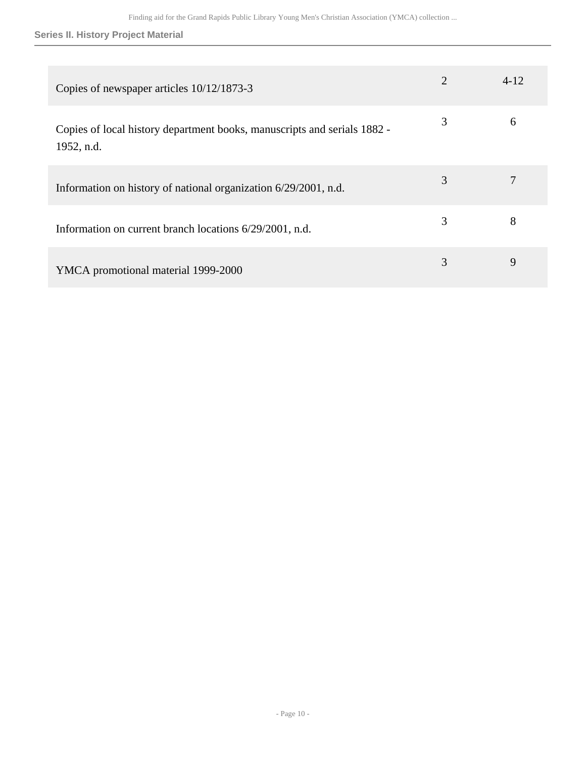### Series II. History Project Material

| | | |
|---|---|---|
| Copies of newspaper articles 10/12/1873-3 | 2 | 4-12 |
| Copies of local history department books, manuscripts and serials 1882 - 1952, n.d. | 3 | 6 |
| Information on history of national organization 6/29/2001, n.d. | 3 | 7 |
| Information on current branch locations 6/29/2001, n.d. | 3 | 8 |
| YMCA promotional material 1999-2000 | 3 | 9 |